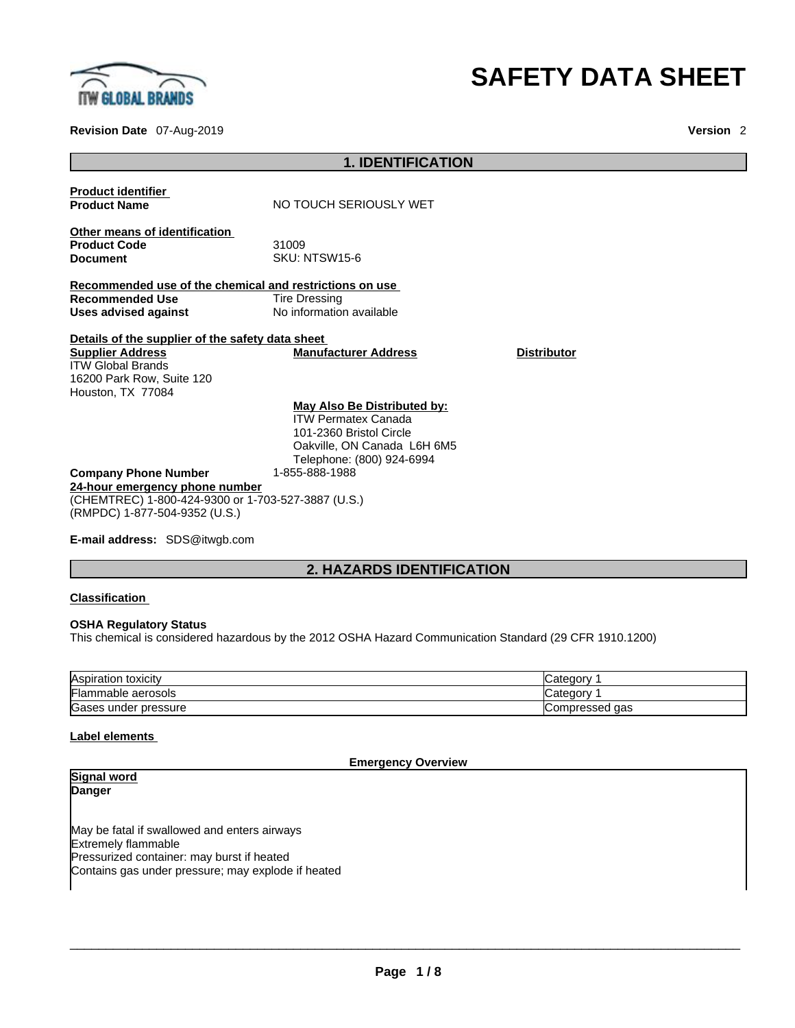# SAFETY DATA SHEET

**Revision Date** 07-Aug-2019 **Version** 2

## 1. IDENTIFICATION

**Product identifier**
**Product Name** NO TOUCH SERIOUSLY WET

**Other means of identification**
**Product Code** 31009
**Document** SKU: NTSW15-6

**Recommended use of the chemical and restrictions on use**
**Recommended Use** Tire Dressing
**Uses advised against** No information available

**Details of the supplier of the safety data sheet**

**Supplier Address**
ITW Global Brands
16200 Park Row, Suite 120
Houston, TX 77084

**Manufacturer Address**

**Distributor**

**May Also Be Distributed by:**
ITW Permatex Canada
101-2360 Bristol Circle
Oakville, ON Canada L6H 6M5
Telephone: (800) 924-6994

**Company Phone Number** 1-855-888-1988

**24-hour emergency phone number**
(CHEMTREC) 1-800-424-9300 or 1-703-527-3887 (U.S.)
(RMPDC) 1-877-504-9352 (U.S.)

**E-mail address:** SDS@itwgb.com

## 2. HAZARDS IDENTIFICATION

**Classification**

**OSHA Regulatory Status**
This chemical is considered hazardous by the 2012 OSHA Hazard Communication Standard (29 CFR 1910.1200)

| | |
|---|---|
| Aspiration toxicity | Category 1 |
| Flammable aerosols | Category 1 |
| Gases under pressure | Compressed gas |

**Label elements**

**Emergency Overview**

**Signal word**
**Danger**

May be fatal if swallowed and enters airways
Extremely flammable
Pressurized container: may burst if heated
Contains gas under pressure; may explode if heated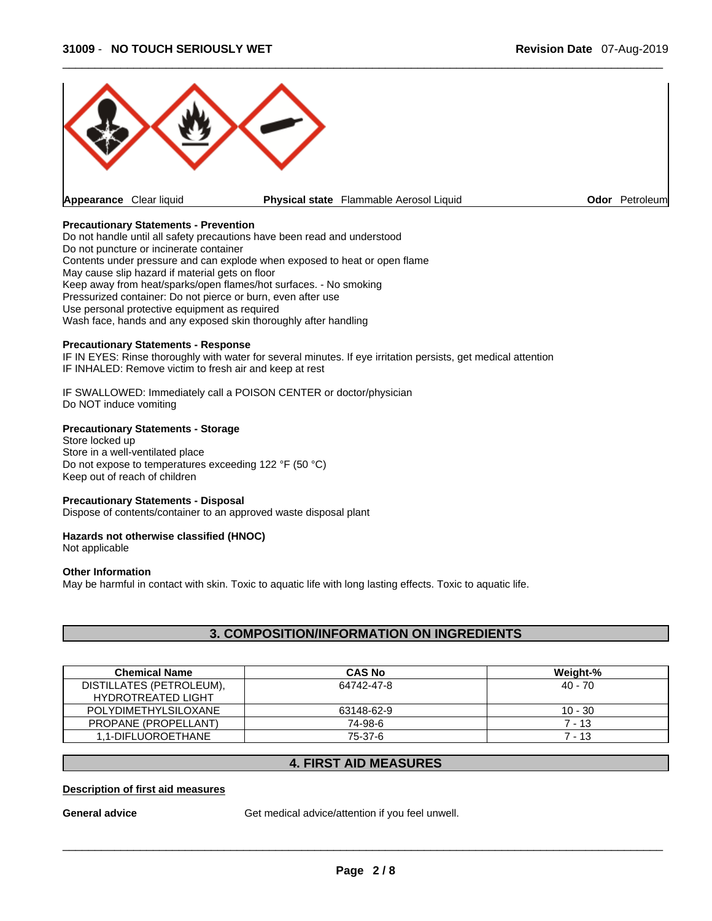**Appearance** Clear liquid **Physical state** Flammable Aerosol Liquid **Odor** Petroleum

**Precautionary Statements - Prevention**

Do not handle until all safety precautions have been read and understood
Do not puncture or incinerate container
Contents under pressure and can explode when exposed to heat or open flame
May cause slip hazard if material gets on floor
Keep away from heat/sparks/open flames/hot surfaces. - No smoking
Pressurized container: Do not pierce or burn, even after use
Use personal protective equipment as required
Wash face, hands and any exposed skin thoroughly after handling

**Precautionary Statements - Response**

IF IN EYES: Rinse thoroughly with water for several minutes. If eye irritation persists, get medical attention
IF INHALED: Remove victim to fresh air and keep at rest

IF SWALLOWED: Immediately call a POISON CENTER or doctor/physician
Do NOT induce vomiting

**Precautionary Statements - Storage**

Store locked up
Store in a well-ventilated place
Do not expose to temperatures exceeding 122 °F (50 °C)
Keep out of reach of children

**Precautionary Statements - Disposal**

Dispose of contents/container to an approved waste disposal plant

**Hazards not otherwise classified (HNOC)**

Not applicable

**Other Information**

May be harmful in contact with skin. Toxic to aquatic life with long lasting effects. Toxic to aquatic life.

## 3. COMPOSITION/INFORMATION ON INGREDIENTS

| Chemical Name | CAS No | Weight-% |
|---|---|---|
| DISTILLATES (PETROLEUM), HYDROTREATED LIGHT | 64742-47-8 | 40 - 70 |
| POLYDIMETHYLSILOXANE | 63148-62-9 | 10 - 30 |
| PROPANE (PROPELLANT) | 74-98-6 | 7 - 13 |
| 1,1-DIFLUOROETHANE | 75-37-6 | 7 - 13 |

## 4. FIRST AID MEASURES

**Description of first aid measures**

**General advice** Get medical advice/attention if you feel unwell.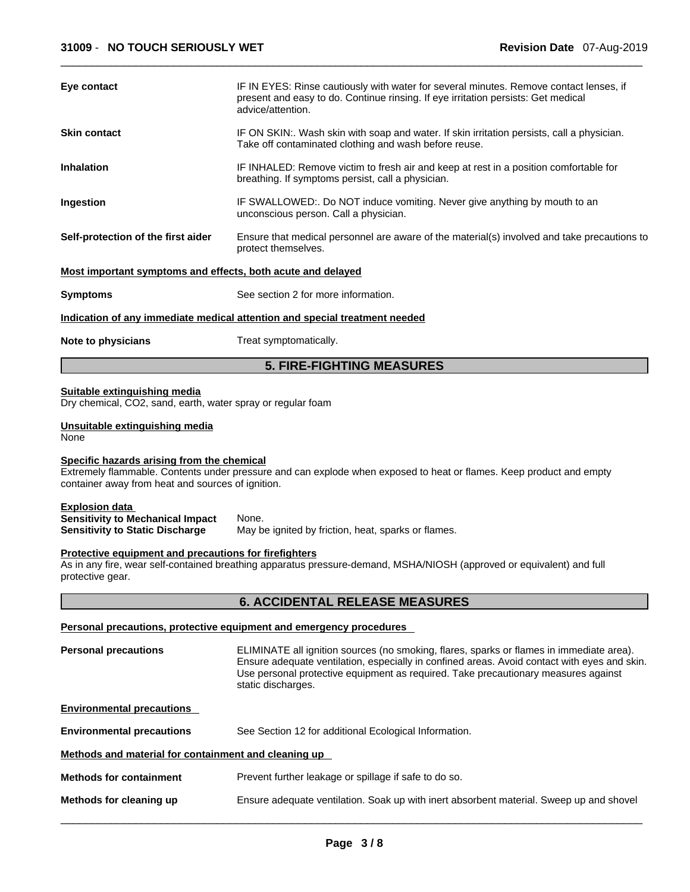| | |
|---|---|
| **Eye contact** | IF IN EYES: Rinse cautiously with water for several minutes. Remove contact lenses, if present and easy to do. Continue rinsing. If eye irritation persists: Get medical advice/attention. |
| **Skin contact** | IF ON SKIN:. Wash skin with soap and water. If skin irritation persists, call a physician. Take off contaminated clothing and wash before reuse. |
| **Inhalation** | IF INHALED: Remove victim to fresh air and keep at rest in a position comfortable for breathing. If symptoms persist, call a physician. |
| **Ingestion** | IF SWALLOWED:. Do NOT induce vomiting. Never give anything by mouth to an unconscious person. Call a physician. |
| **Self-protection of the first aider** | Ensure that medical personnel are aware of the material(s) involved and take precautions to protect themselves. |

**Most important symptoms and effects, both acute and delayed**

| | |
|---|---|
| **Symptoms** | See section 2 for more information. |

**Indication of any immediate medical attention and special treatment needed**

| | |
|---|---|
| **Note to physicians** | Treat symptomatically. |

## 5. FIRE-FIGHTING MEASURES

**Suitable extinguishing media**
Dry chemical, $CO_2$, sand, earth, water spray or regular foam

**Unsuitable extinguishing media**
None

**Specific hazards arising from the chemical**
Extremely flammable. Contents under pressure and can explode when exposed to heat or flames. Keep product and empty container away from heat and sources of ignition.

**Explosion data**

| | |
|---|---|
| **Sensitivity to Mechanical Impact** | None. |
| **Sensitivity to Static Discharge** | May be ignited by friction, heat, sparks or flames. |

**Protective equipment and precautions for firefighters**
As in any fire, wear self-contained breathing apparatus pressure-demand, MSHA/NIOSH (approved or equivalent) and full protective gear.

## 6. ACCIDENTAL RELEASE MEASURES

**Personal precautions, protective equipment and emergency procedures**

| | |
|---|---|
| **Personal precautions** | ELIMINATE all ignition sources (no smoking, flares, sparks or flames in immediate area). Ensure adequate ventilation, especially in confined areas. Avoid contact with eyes and skin. Use personal protective equipment as required. Take precautionary measures against static discharges. |

**Environmental precautions**

| | |
|---|---|
| **Environmental precautions** | See Section 12 for additional Ecological Information. |

**Methods and material for containment and cleaning up**

| | |
|---|---|
| **Methods for containment** | Prevent further leakage or spillage if safe to do so. |
| **Methods for cleaning up** | Ensure adequate ventilation. Soak up with inert absorbent material. Sweep up and shovel |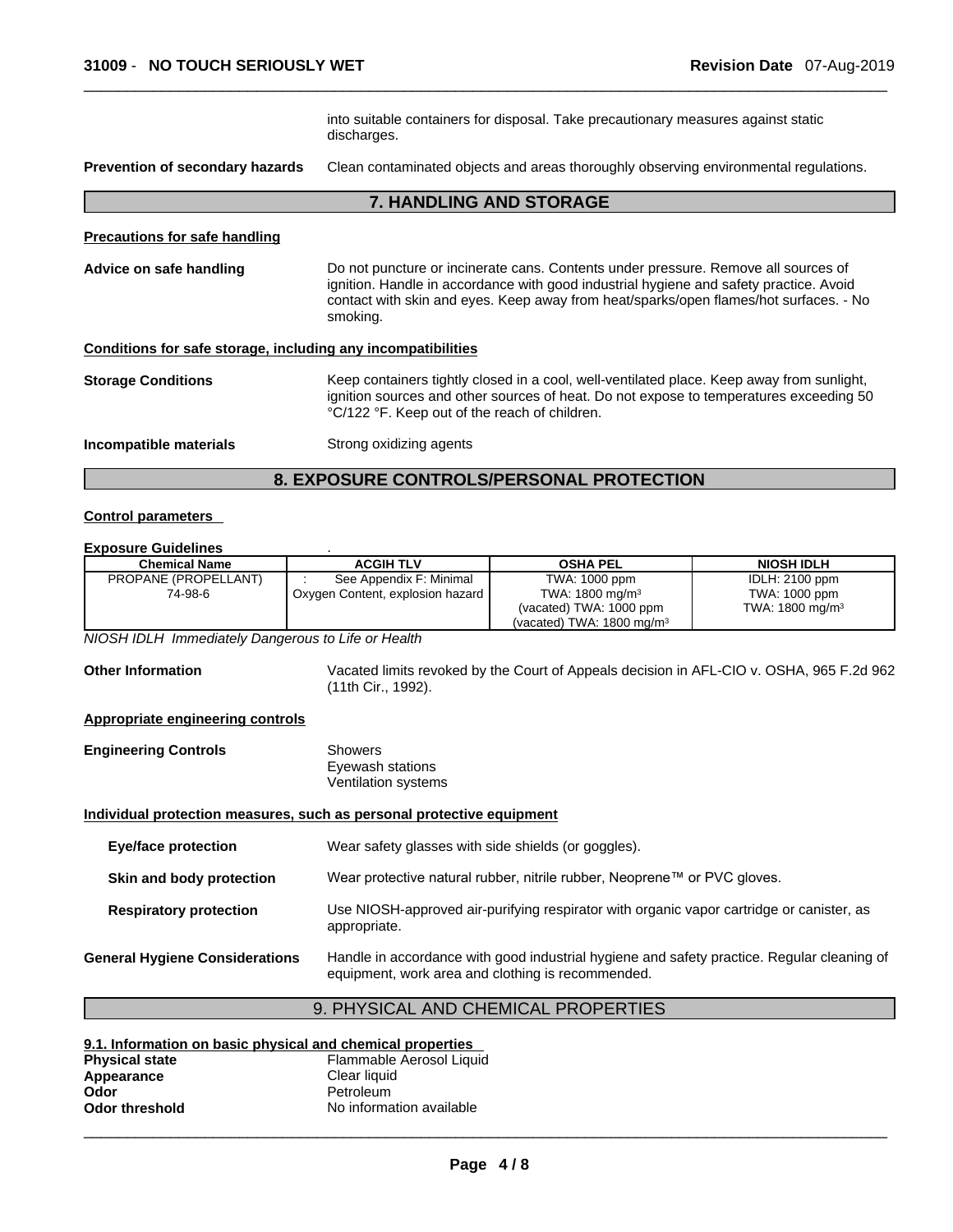| | |
|---|---|
| | into suitable containers for disposal. Take precautionary measures against static discharges. |
| **Prevention of secondary hazards** | Clean contaminated objects and areas thoroughly observing environmental regulations. |

## 7. HANDLING AND STORAGE

**Precautions for safe handling**

**Advice on safe handling** — Do not puncture or incinerate cans. Contents under pressure. Remove all sources of ignition. Handle in accordance with good industrial hygiene and safety practice. Avoid contact with skin and eyes. Keep away from heat/sparks/open flames/hot surfaces. - No smoking.

**Conditions for safe storage, including any incompatibilities**

**Storage Conditions** — Keep containers tightly closed in a cool, well-ventilated place. Keep away from sunlight, ignition sources and other sources of heat. Do not expose to temperatures exceeding 50 °C/122 °F. Keep out of the reach of children.

**Incompatible materials** — Strong oxidizing agents

## 8. EXPOSURE CONTROLS/PERSONAL PROTECTION

**Control parameters**

**Exposure Guidelines** .

| Chemical Name | ACGIH TLV | OSHA PEL | NIOSH IDLH |
|---|---|---|---|
| PROPANE (PROPELLANT)<br>74-98-6 | : See Appendix F: Minimal Oxygen Content, explosion hazard | TWA: 1000 ppm<br>TWA: 1800 mg/m³<br>(vacated) TWA: 1000 ppm<br>(vacated) TWA: 1800 mg/m³ | IDLH: 2100 ppm<br>TWA: 1000 ppm<br>TWA: 1800 mg/m³ |

*NIOSH IDLH Immediately Dangerous to Life or Health*

**Other Information** — Vacated limits revoked by the Court of Appeals decision in AFL-CIO v. OSHA, 965 F.2d 962 (11th Cir., 1992).

**Appropriate engineering controls**

**Engineering Controls** — Showers
Eyewash stations
Ventilation systems

**Individual protection measures, such as personal protective equipment**

**Eye/face protection** — Wear safety glasses with side shields (or goggles).

**Skin and body protection** — Wear protective natural rubber, nitrile rubber, Neoprene™ or PVC gloves.

**Respiratory protection** — Use NIOSH-approved air-purifying respirator with organic vapor cartridge or canister, as appropriate.

**General Hygiene Considerations** — Handle in accordance with good industrial hygiene and safety practice. Regular cleaning of equipment, work area and clothing is recommended.

## 9. PHYSICAL AND CHEMICAL PROPERTIES

**9.1. Information on basic physical and chemical properties**

| | |
|---|---|
| **Physical state** | Flammable Aerosol Liquid |
| **Appearance** | Clear liquid |
| **Odor** | Petroleum |
| **Odor threshold** | No information available |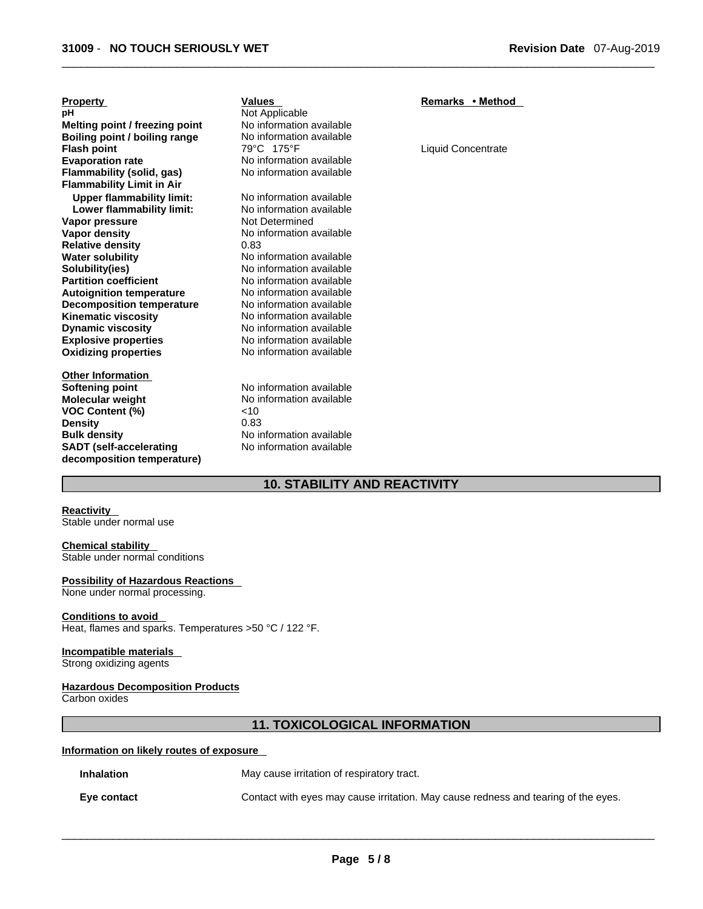| Property | Values | Remarks • Method |
| --- | --- | --- |
| pH | Not Applicable | |
| Melting point / freezing point | No information available | |
| Boiling point / boiling range | No information available | |
| Flash point | 79°C 175°F | Liquid Concentrate |
| Evaporation rate | No information available | |
| Flammability (solid, gas) | No information available | |
| Flammability Limit in Air | | |
| Upper flammability limit: | No information available | |
| Lower flammability limit: | No information available | |
| Vapor pressure | Not Determined | |
| Vapor density | No information available | |
| Relative density | 0.83 | |
| Water solubility | No information available | |
| Solubility(ies) | No information available | |
| Partition coefficient | No information available | |
| Autoignition temperature | No information available | |
| Decomposition temperature | No information available | |
| Kinematic viscosity | No information available | |
| Dynamic viscosity | No information available | |
| Explosive properties | No information available | |
| Oxidizing properties | No information available | |

**Other Information**

| | |
| --- | --- |
| Softening point | No information available |
| Molecular weight | No information available |
| VOC Content (%) | <10 |
| Density | 0.83 |
| Bulk density | No information available |
| SADT (self-accelerating decomposition temperature) | No information available |

## 10. STABILITY AND REACTIVITY

**Reactivity**
Stable under normal use

**Chemical stability**
Stable under normal conditions

**Possibility of Hazardous Reactions**
None under normal processing.

**Conditions to avoid**
Heat, flames and sparks. Temperatures >50 °C / 122 °F.

**Incompatible materials**
Strong oxidizing agents

**Hazardous Decomposition Products**
Carbon oxides

## 11. TOXICOLOGICAL INFORMATION

**Information on likely routes of exposure**

**Inhalation** May cause irritation of respiratory tract.

**Eye contact** Contact with eyes may cause irritation. May cause redness and tearing of the eyes.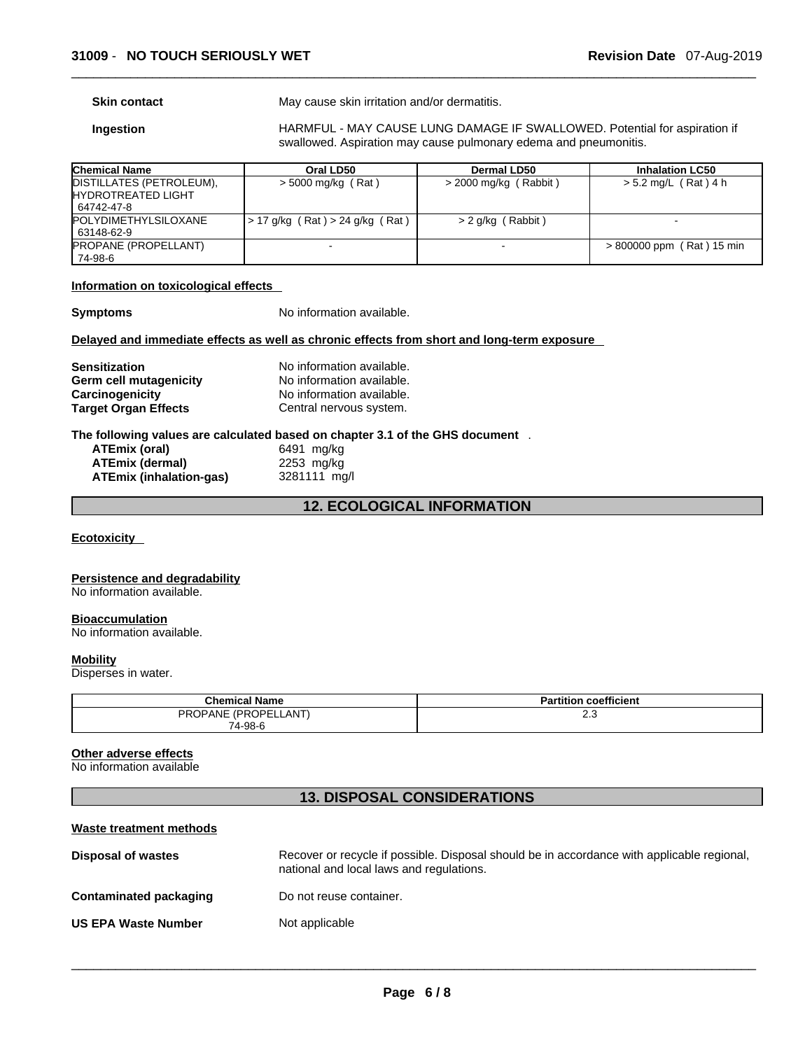**Skin contact** May cause skin irritation and/or dermatitis.

**Ingestion** HARMFUL - MAY CAUSE LUNG DAMAGE IF SWALLOWED. Potential for aspiration if swallowed. Aspiration may cause pulmonary edema and pneumonitis.

| Chemical Name | Oral LD50 | Dermal LD50 | Inhalation LC50 |
|---|---|---|---|
| DISTILLATES (PETROLEUM), HYDROTREATED LIGHT 64742-47-8 | > 5000 mg/kg ( Rat ) | > 2000 mg/kg ( Rabbit ) | > 5.2 mg/L ( Rat ) 4 h |
| POLYDIMETHYLSILOXANE 63148-62-9 | > 17 g/kg ( Rat ) > 24 g/kg ( Rat ) | > 2 g/kg ( Rabbit ) | - |
| PROPANE (PROPELLANT) 74-98-6 | - | - | > 800000 ppm ( Rat ) 15 min |

**Information on toxicological effects**

**Symptoms** No information available.

**Delayed and immediate effects as well as chronic effects from short and long-term exposure**

**Sensitization** No information available.
**Germ cell mutagenicity** No information available.
**Carcinogenicity** No information available.
**Target Organ Effects** Central nervous system.

**The following values are calculated based on chapter 3.1 of the GHS document** .

**ATEmix (oral)** 6491 mg/kg
**ATEmix (dermal)** 2253 mg/kg
**ATEmix (inhalation-gas)** 3281111 mg/l

## 12. ECOLOGICAL INFORMATION

**Ecotoxicity**

**Persistence and degradability**
No information available.

**Bioaccumulation**
No information available.

**Mobility**
Disperses in water.

| Chemical Name | Partition coefficient |
|---|---|
| PROPANE (PROPELLANT) 74-98-6 | 2.3 |

**Other adverse effects**
No information available

## 13. DISPOSAL CONSIDERATIONS

**Waste treatment methods**

**Disposal of wastes** Recover or recycle if possible. Disposal should be in accordance with applicable regional, national and local laws and regulations.

**Contaminated packaging** Do not reuse container.

**US EPA Waste Number** Not applicable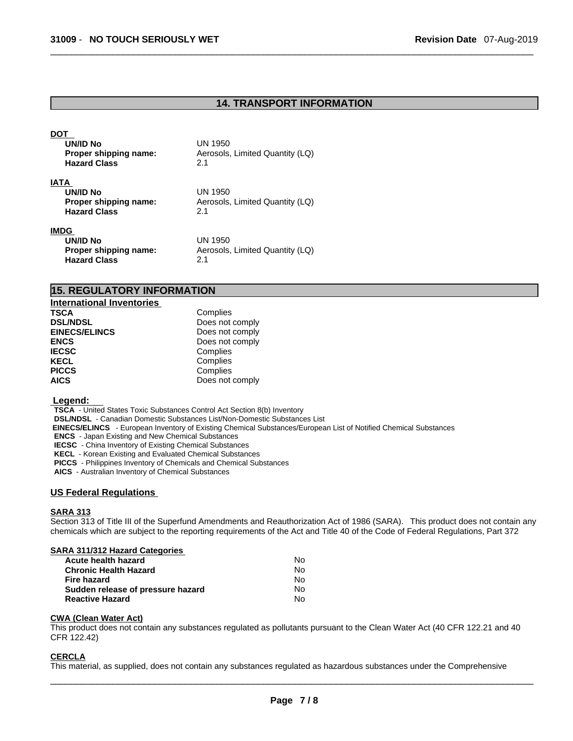## 14. TRANSPORT INFORMATION

**DOT**

| | |
|---|---|
| **UN/ID No** | UN 1950 |
| **Proper shipping name:** | Aerosols, Limited Quantity (LQ) |
| **Hazard Class** | 2.1 |

**IATA**

| | |
|---|---|
| **UN/ID No** | UN 1950 |
| **Proper shipping name:** | Aerosols, Limited Quantity (LQ) |
| **Hazard Class** | 2.1 |

**IMDG**

| | |
|---|---|
| **UN/ID No** | UN 1950 |
| **Proper shipping name:** | Aerosols, Limited Quantity (LQ) |
| **Hazard Class** | 2.1 |

## 15. REGULATORY INFORMATION

**International Inventories**

| | |
|---|---|
| **TSCA** | Complies |
| **DSL/NDSL** | Does not comply |
| **EINECS/ELINCS** | Does not comply |
| **ENCS** | Does not comply |
| **IECSC** | Complies |
| **KECL** | Complies |
| **PICCS** | Complies |
| **AICS** | Does not comply |

**Legend:**

**TSCA** - United States Toxic Substances Control Act Section 8(b) Inventory
**DSL/NDSL** - Canadian Domestic Substances List/Non-Domestic Substances List
**EINECS/ELINCS** - European Inventory of Existing Chemical Substances/European List of Notified Chemical Substances
**ENCS** - Japan Existing and New Chemical Substances
**IECSC** - China Inventory of Existing Chemical Substances
**KECL** - Korean Existing and Evaluated Chemical Substances
**PICCS** - Philippines Inventory of Chemicals and Chemical Substances
**AICS** - Australian Inventory of Chemical Substances

### US Federal Regulations

**SARA 313**

Section 313 of Title III of the Superfund Amendments and Reauthorization Act of 1986 (SARA). This product does not contain any chemicals which are subject to the reporting requirements of the Act and Title 40 of the Code of Federal Regulations, Part 372

**SARA 311/312 Hazard Categories**

| | |
|---|---|
| **Acute health hazard** | No |
| **Chronic Health Hazard** | No |
| **Fire hazard** | No |
| **Sudden release of pressure hazard** | No |
| **Reactive Hazard** | No |

**CWA (Clean Water Act)**

This product does not contain any substances regulated as pollutants pursuant to the Clean Water Act (40 CFR 122.21 and 40 CFR 122.42)

**CERCLA**

This material, as supplied, does not contain any substances regulated as hazardous substances under the Comprehensive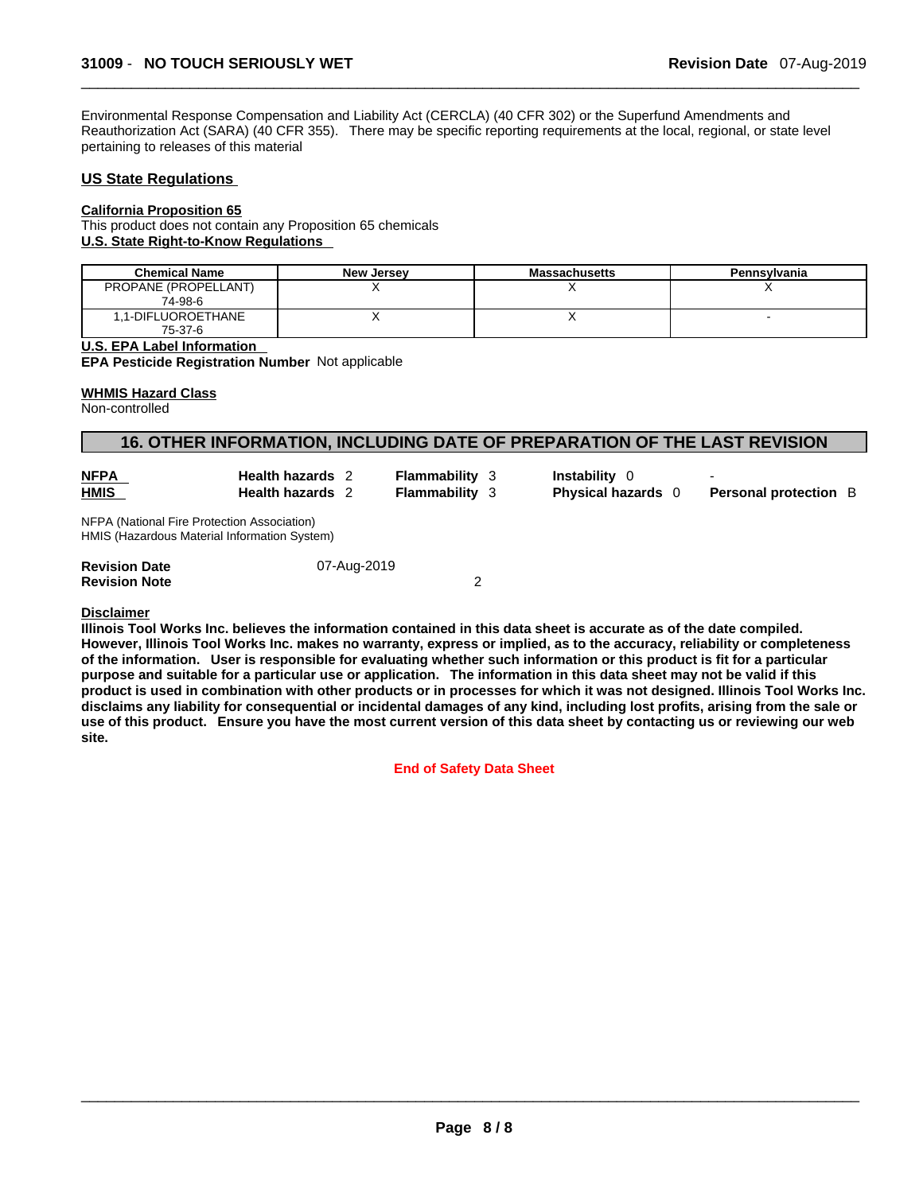Environmental Response Compensation and Liability Act (CERCLA) (40 CFR 302) or the Superfund Amendments and Reauthorization Act (SARA) (40 CFR 355). There may be specific reporting requirements at the local, regional, or state level pertaining to releases of this material

## US State Regulations

**California Proposition 65**

This product does not contain any Proposition 65 chemicals

**U.S. State Right-to-Know Regulations**

| Chemical Name | New Jersey | Massachusetts | Pennsylvania |
|---|---|---|---|
| PROPANE (PROPELLANT) 74-98-6 | X | X | X |
| 1,1-DIFLUOROETHANE 75-37-6 | X | X | - |

**U.S. EPA Label Information**

**EPA Pesticide Registration Number** Not applicable

**WHMIS Hazard Class**

Non-controlled

## 16. OTHER INFORMATION, INCLUDING DATE OF PREPARATION OF THE LAST REVISION

| | | | | |
|---|---|---|---|---|
| **NFPA** | **Health hazards** 2 | **Flammability** 3 | **Instability** 0 | - |
| **HMIS** | **Health hazards** 2 | **Flammability** 3 | **Physical hazards** 0 | **Personal protection** B |

NFPA (National Fire Protection Association)
HMIS (Hazardous Material Information System)

**Revision Date** 07-Aug-2019
**Revision Note** 2

**Disclaimer**

**Illinois Tool Works Inc. believes the information contained in this data sheet is accurate as of the date compiled. However, Illinois Tool Works Inc. makes no warranty, express or implied, as to the accuracy, reliability or completeness of the information. User is responsible for evaluating whether such information or this product is fit for a particular purpose and suitable for a particular use or application. The information in this data sheet may not be valid if this product is used in combination with other products or in processes for which it was not designed. Illinois Tool Works Inc. disclaims any liability for consequential or incidental damages of any kind, including lost profits, arising from the sale or use of this product. Ensure you have the most current version of this data sheet by contacting us or reviewing our web site.**

**End of Safety Data Sheet**